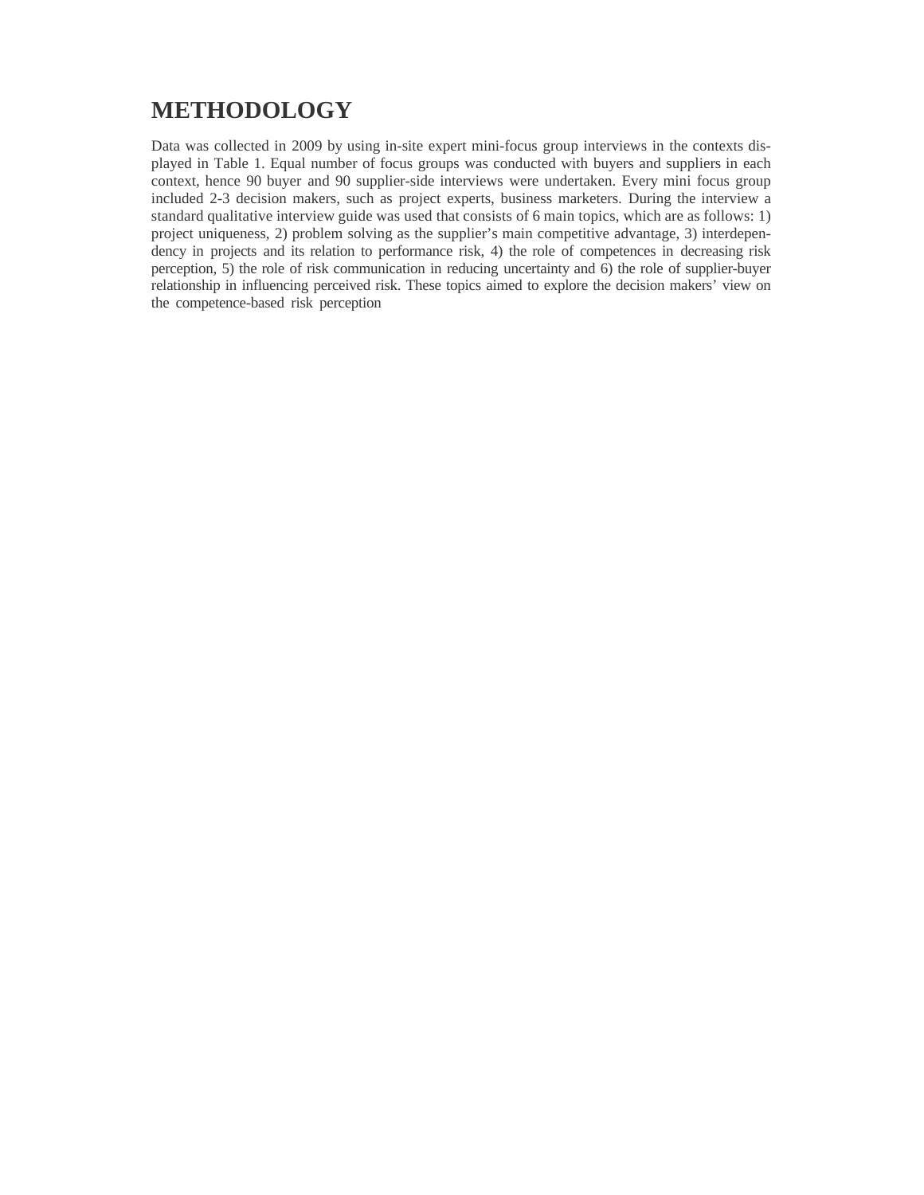# METHODOLOGY

Data was collected in 2009 by using in-site expert mini-focus group interviews in the contexts displayed in Table 1. Equal number of focus groups was conducted with buyers and suppliers in each context, hence 90 buyer and 90 supplier-side interviews were undertaken. Every mini focus group included 2-3 decision makers, such as project experts, business marketers. During the interview a standard qualitative interview guide was used that consists of 6 main topics, which are as follows: 1) project uniqueness, 2) problem solving as the supplier's main competitive advantage, 3) interdependency in projects and its relation to performance risk, 4) the role of competences in decreasing risk perception, 5) the role of risk communication in reducing uncertainty and 6) the role of supplier-buyer relationship in influencing perceived risk. These topics aimed to explore the decision makers' view on the competence-based risk perception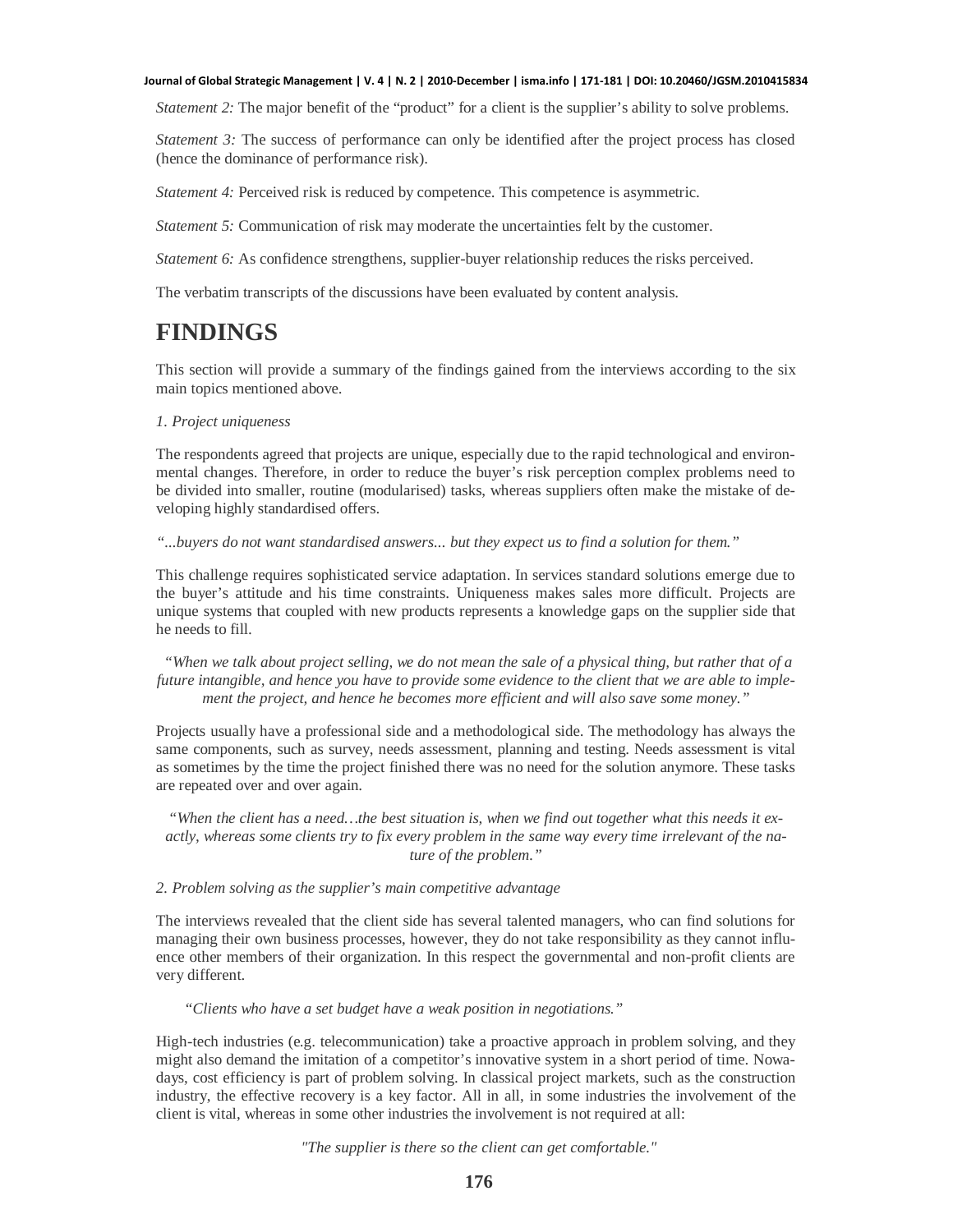*Statement 2:* The major benefit of the "product" for a client is the supplier's ability to solve problems.

*Statement 3:* The success of performance can only be identified after the project process has closed (hence the dominance of performance risk).

*Statement 4:* Perceived risk is reduced by competence. This competence is asymmetric.

*Statement 5:* Communication of risk may moderate the uncertainties felt by the customer.

*Statement 6:* As confidence strengthens, supplier-buyer relationship reduces the risks perceived.

The verbatim transcripts of the discussions have been evaluated by content analysis.

# FINDINGS

This section will provide a summary of the findings gained from the interviews according to the six main topics mentioned above.

*1. Project uniqueness*

The respondents agreed that projects are unique, especially due to the rapid technological and environmental changes. Therefore, in order to reduce the buyer's risk perception complex problems need to be divided into smaller, routine (modularised) tasks, whereas suppliers often make the mistake of developing highly standardised offers.

*"...buyers do not want standardised answers... but they expect us to find a solution for them."*

This challenge requires sophisticated service adaptation. In services standard solutions emerge due to the buyer's attitude and his time constraints. Uniqueness makes sales more difficult. Projects are unique systems that coupled with new products represents a knowledge gaps on the supplier side that he needs to fill.

*"When we talk about project selling, we do not mean the sale of a physical thing, but rather that of a future intangible, and hence you have to provide some evidence to the client that we are able to implement the project, and hence he becomes more efficient and will also save some money."*

Projects usually have a professional side and a methodological side. The methodology has always the same components, such as survey, needs assessment, planning and testing. Needs assessment is vital as sometimes by the time the project finished there was no need for the solution anymore. These tasks are repeated over and over again.

*"When the client has a need…the best situation is, when we find out together what this needs it exactly, whereas some clients try to fix every problem in the same way every time irrelevant of the nature of the problem."*

*2. Problem solving as the supplier's main competitive advantage*

The interviews revealed that the client side has several talented managers, who can find solutions for managing their own business processes, however, they do not take responsibility as they cannot influence other members of their organization. In this respect the governmental and non-profit clients are very different.

*"Clients who have a set budget have a weak position in negotiations."*

High-tech industries (e.g. telecommunication) take a proactive approach in problem solving, and they might also demand the imitation of a competitor's innovative system in a short period of time. Nowadays, cost efficiency is part of problem solving. In classical project markets, such as the construction industry, the effective recovery is a key factor. All in all, in some industries the involvement of the client is vital, whereas in some other industries the involvement is not required at all:

*"The supplier is there so the client can get comfortable."*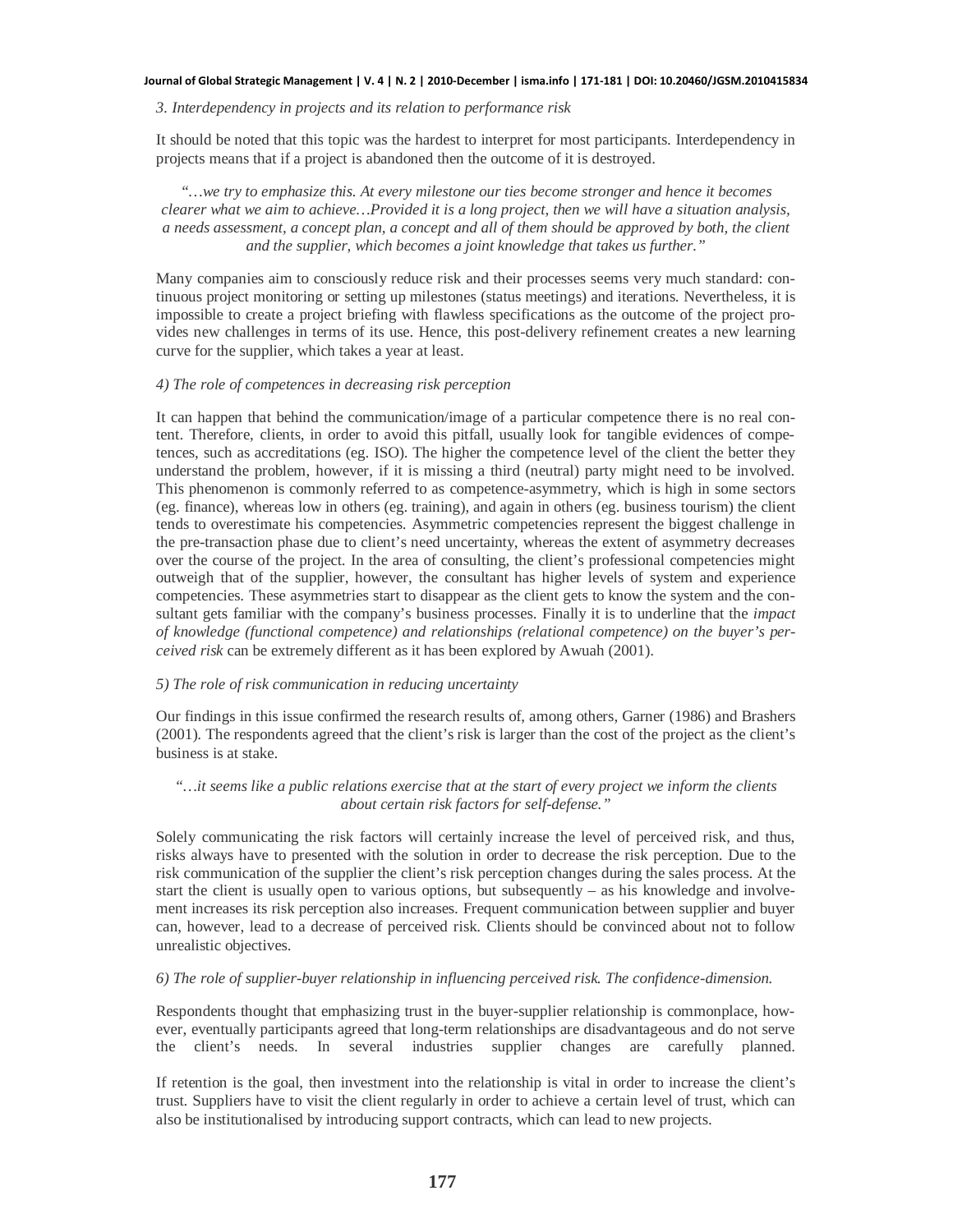*3. Interdependency in projects and its relation to performance risk*

It should be noted that this topic was the hardest to interpret for most participants. Interdependency in projects means that if a project is abandoned then the outcome of it is destroyed.

> *"…we try to emphasize this. At every milestone our ties become stronger and hence it becomes clearer what we aim to achieve…Provided it is a long project, then we will have a situation analysis, a needs assessment, a concept plan, a concept and all of them should be approved by both, the client and the supplier, which becomes a joint knowledge that takes us further."*

Many companies aim to consciously reduce risk and their processes seems very much standard: continuous project monitoring or setting up milestones (status meetings) and iterations. Nevertheless, it is impossible to create a project briefing with flawless specifications as the outcome of the project provides new challenges in terms of its use. Hence, this post-delivery refinement creates a new learning curve for the supplier, which takes a year at least.

*4) The role of competences in decreasing risk perception*

It can happen that behind the communication/image of a particular competence there is no real content. Therefore, clients, in order to avoid this pitfall, usually look for tangible evidences of competences, such as accreditations (eg. ISO). The higher the competence level of the client the better they understand the problem, however, if it is missing a third (neutral) party might need to be involved. This phenomenon is commonly referred to as competence-asymmetry, which is high in some sectors (eg. finance), whereas low in others (eg. training), and again in others (eg. business tourism) the client tends to overestimate his competencies. Asymmetric competencies represent the biggest challenge in the pre-transaction phase due to client's need uncertainty, whereas the extent of asymmetry decreases over the course of the project. In the area of consulting, the client's professional competencies might outweigh that of the supplier, however, the consultant has higher levels of system and experience competencies. These asymmetries start to disappear as the client gets to know the system and the consultant gets familiar with the company's business processes. Finally it is to underline that the *impact of knowledge (functional competence) and relationships (relational competence) on the buyer's perceived risk* can be extremely different as it has been explored by Awuah (2001).

*5) The role of risk communication in reducing uncertainty*

Our findings in this issue confirmed the research results of, among others, Garner (1986) and Brashers (2001). The respondents agreed that the client's risk is larger than the cost of the project as the client's business is at stake.

> *"…it seems like a public relations exercise that at the start of every project we inform the clients about certain risk factors for self-defense."*

Solely communicating the risk factors will certainly increase the level of perceived risk, and thus, risks always have to presented with the solution in order to decrease the risk perception. Due to the risk communication of the supplier the client's risk perception changes during the sales process. At the start the client is usually open to various options, but subsequently – as his knowledge and involvement increases its risk perception also increases. Frequent communication between supplier and buyer can, however, lead to a decrease of perceived risk. Clients should be convinced about not to follow unrealistic objectives.

*6) The role of supplier-buyer relationship in influencing perceived risk. The confidence-dimension.*

Respondents thought that emphasizing trust in the buyer-supplier relationship is commonplace, however, eventually participants agreed that long-term relationships are disadvantageous and do not serve the client's needs. In several industries supplier changes are carefully planned.

If retention is the goal, then investment into the relationship is vital in order to increase the client's trust. Suppliers have to visit the client regularly in order to achieve a certain level of trust, which can also be institutionalised by introducing support contracts, which can lead to new projects.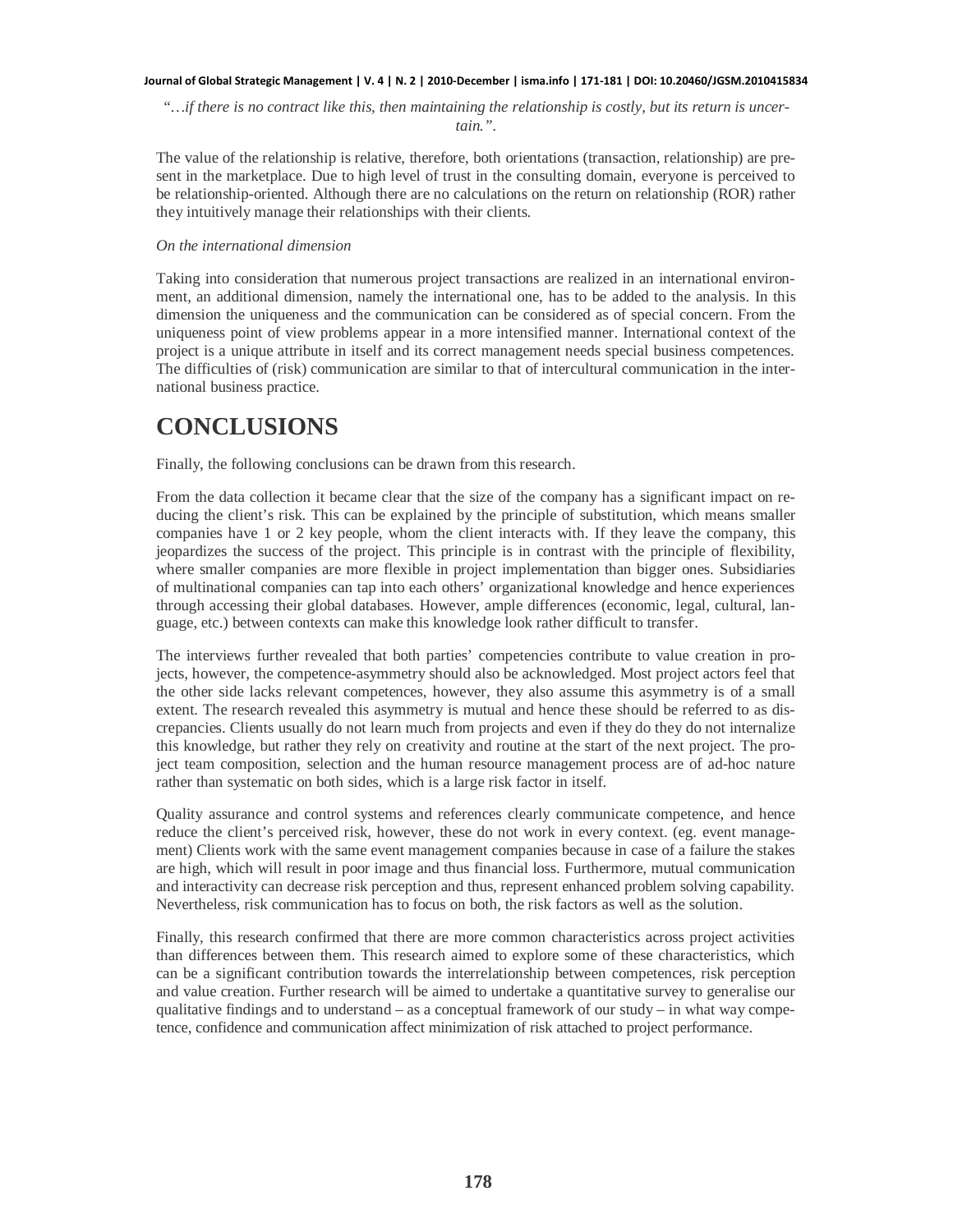*"…if there is no contract like this, then maintaining the relationship is costly, but its return is uncertain.".*

The value of the relationship is relative, therefore, both orientations (transaction, relationship) are present in the marketplace. Due to high level of trust in the consulting domain, everyone is perceived to be relationship-oriented. Although there are no calculations on the return on relationship (ROR) rather they intuitively manage their relationships with their clients.

*On the international dimension*

Taking into consideration that numerous project transactions are realized in an international environment, an additional dimension, namely the international one, has to be added to the analysis. In this dimension the uniqueness and the communication can be considered as of special concern. From the uniqueness point of view problems appear in a more intensified manner. International context of the project is a unique attribute in itself and its correct management needs special business competences. The difficulties of (risk) communication are similar to that of intercultural communication in the international business practice.

# CONCLUSIONS

Finally, the following conclusions can be drawn from this research.

From the data collection it became clear that the size of the company has a significant impact on reducing the client's risk. This can be explained by the principle of substitution, which means smaller companies have 1 or 2 key people, whom the client interacts with. If they leave the company, this jeopardizes the success of the project. This principle is in contrast with the principle of flexibility, where smaller companies are more flexible in project implementation than bigger ones. Subsidiaries of multinational companies can tap into each others' organizational knowledge and hence experiences through accessing their global databases. However, ample differences (economic, legal, cultural, language, etc.) between contexts can make this knowledge look rather difficult to transfer.

The interviews further revealed that both parties' competencies contribute to value creation in projects, however, the competence-asymmetry should also be acknowledged. Most project actors feel that the other side lacks relevant competences, however, they also assume this asymmetry is of a small extent. The research revealed this asymmetry is mutual and hence these should be referred to as discrepancies. Clients usually do not learn much from projects and even if they do they do not internalize this knowledge, but rather they rely on creativity and routine at the start of the next project. The project team composition, selection and the human resource management process are of ad-hoc nature rather than systematic on both sides, which is a large risk factor in itself.

Quality assurance and control systems and references clearly communicate competence, and hence reduce the client's perceived risk, however, these do not work in every context. (eg. event management) Clients work with the same event management companies because in case of a failure the stakes are high, which will result in poor image and thus financial loss. Furthermore, mutual communication and interactivity can decrease risk perception and thus, represent enhanced problem solving capability. Nevertheless, risk communication has to focus on both, the risk factors as well as the solution.

Finally, this research confirmed that there are more common characteristics across project activities than differences between them. This research aimed to explore some of these characteristics, which can be a significant contribution towards the interrelationship between competences, risk perception and value creation. Further research will be aimed to undertake a quantitative survey to generalise our qualitative findings and to understand – as a conceptual framework of our study – in what way competence, confidence and communication affect minimization of risk attached to project performance.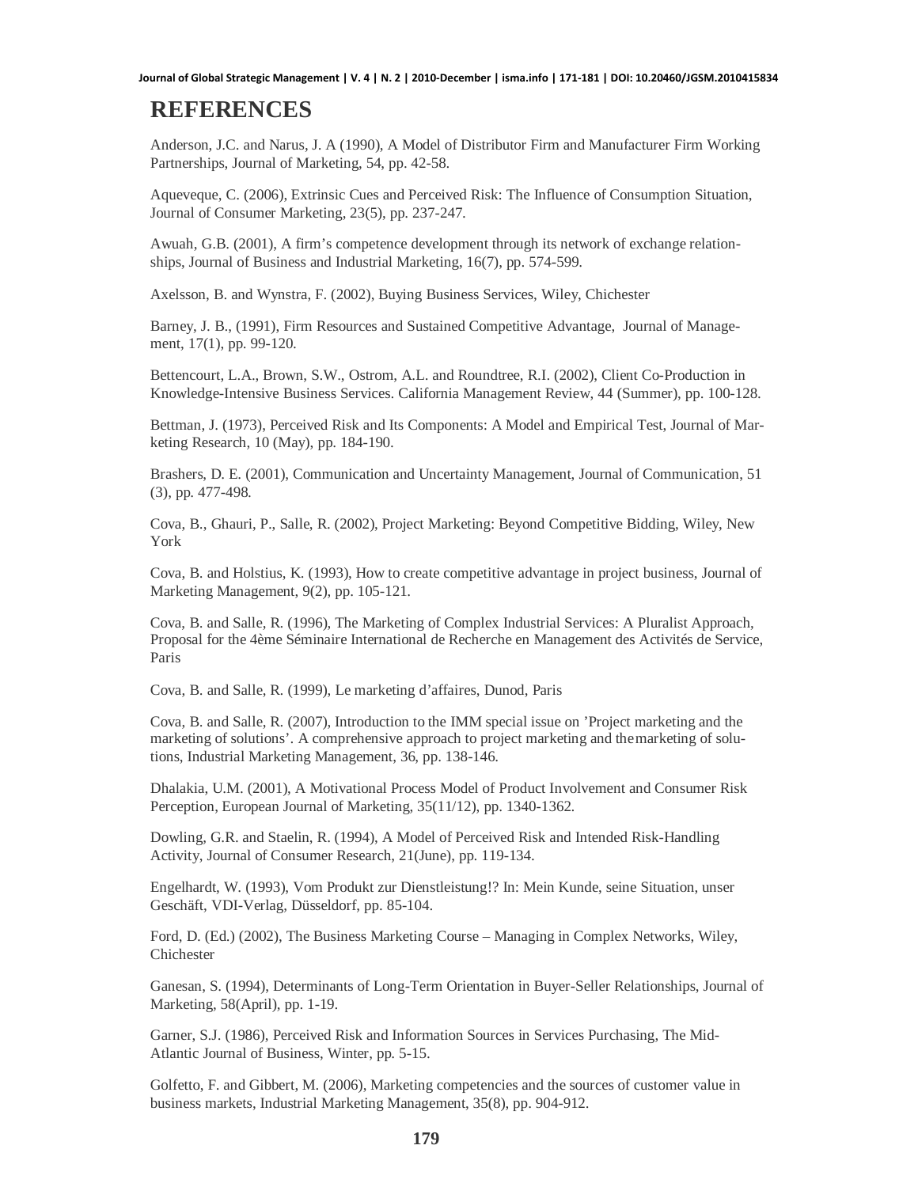# REFERENCES

Anderson, J.C. and Narus, J. A (1990), A Model of Distributor Firm and Manufacturer Firm Working Partnerships, Journal of Marketing, 54, pp. 42-58.

Aqueveque, C. (2006), Extrinsic Cues and Perceived Risk: The Influence of Consumption Situation, Journal of Consumer Marketing, 23(5), pp. 237-247.

Awuah, G.B. (2001), A firm's competence development through its network of exchange relationships, Journal of Business and Industrial Marketing, 16(7), pp. 574-599.

Axelsson, B. and Wynstra, F. (2002), Buying Business Services, Wiley, Chichester

Barney, J. B., (1991), Firm Resources and Sustained Competitive Advantage, Journal of Management, 17(1), pp. 99-120.

Bettencourt, L.A., Brown, S.W., Ostrom, A.L. and Roundtree, R.I. (2002), Client Co-Production in Knowledge-Intensive Business Services. California Management Review, 44 (Summer), pp. 100-128.

Bettman, J. (1973), Perceived Risk and Its Components: A Model and Empirical Test, Journal of Marketing Research, 10 (May), pp. 184-190.

Brashers, D. E. (2001), Communication and Uncertainty Management, Journal of Communication, 51 (3), pp. 477-498.

Cova, B., Ghauri, P., Salle, R. (2002), Project Marketing: Beyond Competitive Bidding, Wiley, New York

Cova, B. and Holstius, K. (1993), How to create competitive advantage in project business, Journal of Marketing Management, 9(2), pp. 105-121.

Cova, B. and Salle, R. (1996), The Marketing of Complex Industrial Services: A Pluralist Approach, Proposal for the 4ème Séminaire International de Recherche en Management des Activités de Service, Paris

Cova, B. and Salle, R. (1999), Le marketing d'affaires, Dunod, Paris

Cova, B. and Salle, R. (2007), Introduction to the IMM special issue on 'Project marketing and the marketing of solutions'. A comprehensive approach to project marketing and the marketing of solutions, Industrial Marketing Management, 36, pp. 138-146.

Dhalakia, U.M. (2001), A Motivational Process Model of Product Involvement and Consumer Risk Perception, European Journal of Marketing, 35(11/12), pp. 1340-1362.

Dowling, G.R. and Staelin, R. (1994), A Model of Perceived Risk and Intended Risk-Handling Activity, Journal of Consumer Research, 21(June), pp. 119-134.

Engelhardt, W. (1993), Vom Produkt zur Dienstleistung!? In: Mein Kunde, seine Situation, unser Geschäft, VDI-Verlag, Düsseldorf, pp. 85-104.

Ford, D. (Ed.) (2002), The Business Marketing Course – Managing in Complex Networks, Wiley, Chichester

Ganesan, S. (1994), Determinants of Long-Term Orientation in Buyer-Seller Relationships, Journal of Marketing, 58(April), pp. 1-19.

Garner, S.J. (1986), Perceived Risk and Information Sources in Services Purchasing, The Mid-Atlantic Journal of Business, Winter, pp. 5-15.

Golfetto, F. and Gibbert, M. (2006), Marketing competencies and the sources of customer value in business markets, Industrial Marketing Management, 35(8), pp. 904-912.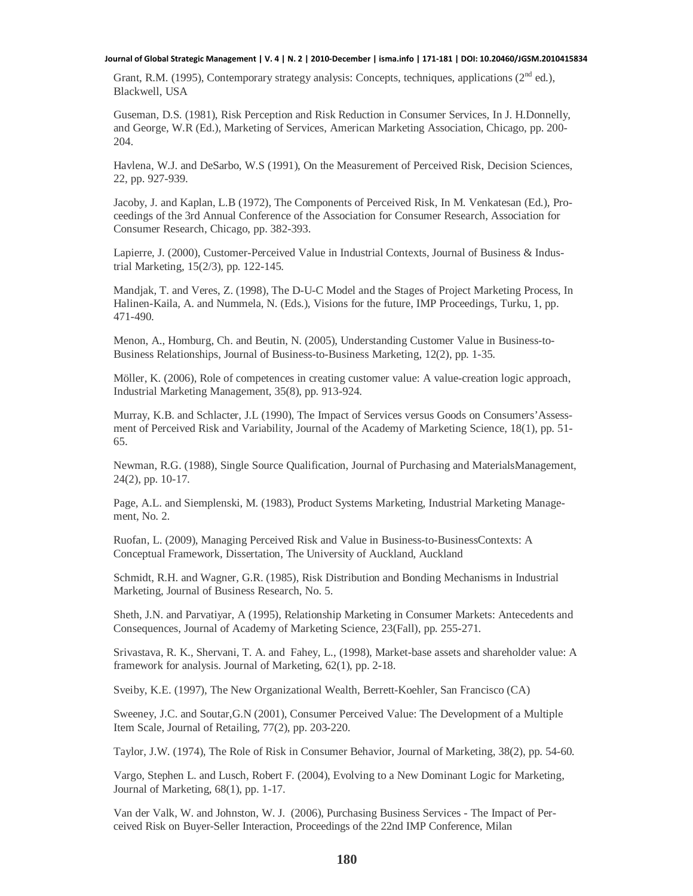Grant, R.M. (1995), Contemporary strategy analysis: Concepts, techniques, applications (2nd ed.), Blackwell, USA

Guseman, D.S. (1981), Risk Perception and Risk Reduction in Consumer Services, In J. H.Donnelly, and George, W.R (Ed.), Marketing of Services, American Marketing Association, Chicago, pp. 200-204.

Havlena, W.J. and DeSarbo, W.S (1991), On the Measurement of Perceived Risk, Decision Sciences, 22, pp. 927-939.

Jacoby, J. and Kaplan, L.B (1972), The Components of Perceived Risk, In M. Venkatesan (Ed.), Proceedings of the 3rd Annual Conference of the Association for Consumer Research, Association for Consumer Research, Chicago, pp. 382-393.

Lapierre, J. (2000), Customer-Perceived Value in Industrial Contexts, Journal of Business & Industrial Marketing, 15(2/3), pp. 122-145.

Mandjak, T. and Veres, Z. (1998), The D-U-C Model and the Stages of Project Marketing Process, In Halinen-Kaila, A. and Nummela, N. (Eds.), Visions for the future, IMP Proceedings, Turku, 1, pp. 471-490.

Menon, A., Homburg, Ch. and Beutin, N. (2005), Understanding Customer Value in Business-to-Business Relationships, Journal of Business-to-Business Marketing, 12(2), pp. 1-35.

Möller, K. (2006), Role of competences in creating customer value: A value-creation logic approach, Industrial Marketing Management, 35(8), pp. 913-924.

Murray, K.B. and Schlacter, J.L (1990), The Impact of Services versus Goods on Consumers'Assessment of Perceived Risk and Variability, Journal of the Academy of Marketing Science, 18(1), pp. 51-65.

Newman, R.G. (1988), Single Source Qualification, Journal of Purchasing and MaterialsManagement, 24(2), pp. 10-17.

Page, A.L. and Siemplenski, M. (1983), Product Systems Marketing, Industrial Marketing Management, No. 2.

Ruofan, L. (2009), Managing Perceived Risk and Value in Business-to-BusinessContexts: A Conceptual Framework, Dissertation, The University of Auckland, Auckland

Schmidt, R.H. and Wagner, G.R. (1985), Risk Distribution and Bonding Mechanisms in Industrial Marketing, Journal of Business Research, No. 5.

Sheth, J.N. and Parvatiyar, A (1995), Relationship Marketing in Consumer Markets: Antecedents and Consequences, Journal of Academy of Marketing Science, 23(Fall), pp. 255-271.

Srivastava, R. K., Shervani, T. A. and Fahey, L., (1998), Market-base assets and shareholder value: A framework for analysis. Journal of Marketing, 62(1), pp. 2-18.

Sveiby, K.E. (1997), The New Organizational Wealth, Berrett-Koehler, San Francisco (CA)

Sweeney, J.C. and Soutar,G.N (2001), Consumer Perceived Value: The Development of a Multiple Item Scale, Journal of Retailing, 77(2), pp. 203-220.

Taylor, J.W. (1974), The Role of Risk in Consumer Behavior, Journal of Marketing, 38(2), pp. 54-60.

Vargo, Stephen L. and Lusch, Robert F. (2004), Evolving to a New Dominant Logic for Marketing, Journal of Marketing, 68(1), pp. 1-17.

Van der Valk, W. and Johnston, W. J. (2006), Purchasing Business Services - The Impact of Perceived Risk on Buyer-Seller Interaction, Proceedings of the 22nd IMP Conference, Milan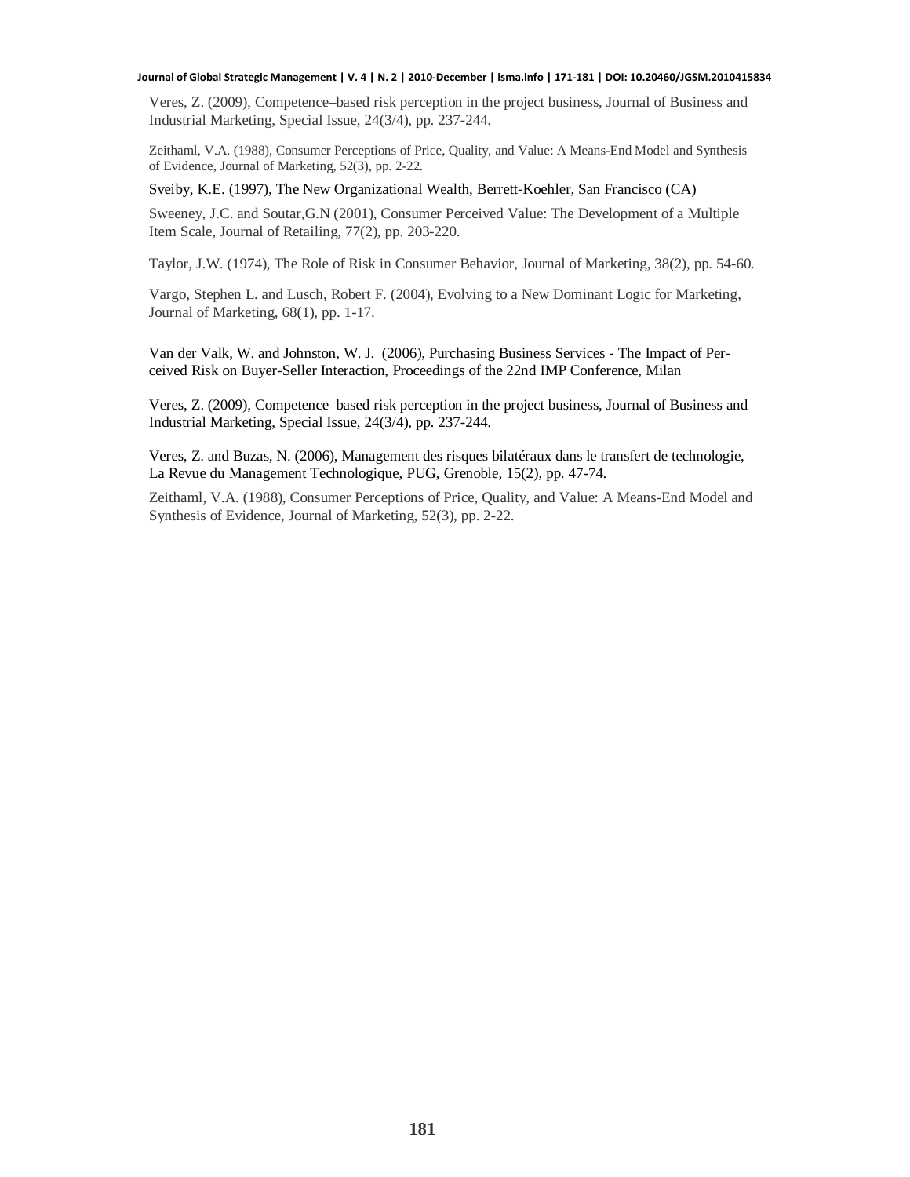Veres, Z. (2009), Competence–based risk perception in the project business, Journal of Business and Industrial Marketing, Special Issue, 24(3/4), pp. 237-244.

Zeithaml, V.A. (1988), Consumer Perceptions of Price, Quality, and Value: A Means-End Model and Synthesis of Evidence, Journal of Marketing, 52(3), pp. 2-22.

Sveiby, K.E. (1997), The New Organizational Wealth, Berrett-Koehler, San Francisco (CA)

Sweeney, J.C. and Soutar,G.N (2001), Consumer Perceived Value: The Development of a Multiple Item Scale, Journal of Retailing, 77(2), pp. 203-220.

Taylor, J.W. (1974), The Role of Risk in Consumer Behavior, Journal of Marketing, 38(2), pp. 54-60.

Vargo, Stephen L. and Lusch, Robert F. (2004), Evolving to a New Dominant Logic for Marketing, Journal of Marketing, 68(1), pp. 1-17.

Van der Valk, W. and Johnston, W. J. (2006), Purchasing Business Services - The Impact of Perceived Risk on Buyer-Seller Interaction, Proceedings of the 22nd IMP Conference, Milan

Veres, Z. (2009), Competence–based risk perception in the project business, Journal of Business and Industrial Marketing, Special Issue, 24(3/4), pp. 237-244.

Veres, Z. and Buzas, N. (2006), Management des risques bilatéraux dans le transfert de technologie, La Revue du Management Technologique, PUG, Grenoble, 15(2), pp. 47-74.

Zeithaml, V.A. (1988), Consumer Perceptions of Price, Quality, and Value: A Means-End Model and Synthesis of Evidence, Journal of Marketing, 52(3), pp. 2-22.